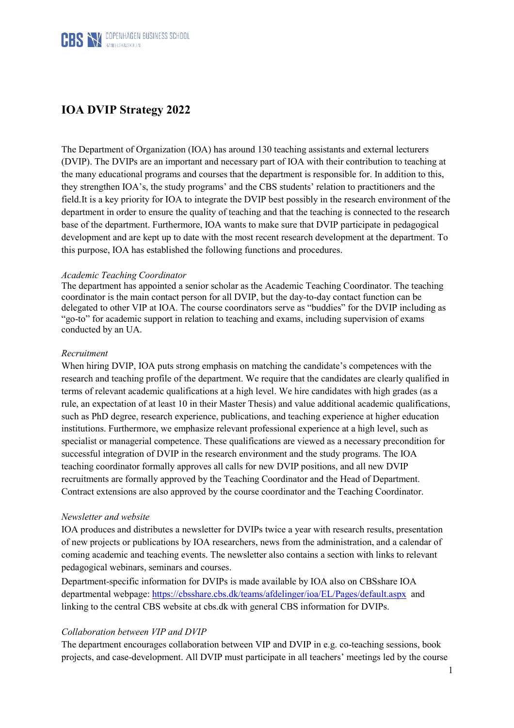# IOA DVIP Strategy 2022

The Department of Organization (IOA) has around 130 teaching assistants and external lecturers (DVIP). The DVIPs are an important and necessary part of IOA with their contribution to teaching at the many educational programs and courses that the department is responsible for. In addition to this, they strengthen IOA's, the study programs' and the CBS students' relation to practitioners and the field.It is a key priority for IOA to integrate the DVIP best possibly in the research environment of the department in order to ensure the quality of teaching and that the teaching is connected to the research base of the department. Furthermore, IOA wants to make sure that DVIP participate in pedagogical development and are kept up to date with the most recent research development at the department. To this purpose, IOA has established the following functions and procedures.

*Academic Teaching Coordinator*

The department has appointed a senior scholar as the Academic Teaching Coordinator. The teaching coordinator is the main contact person for all DVIP, but the day-to-day contact function can be delegated to other VIP at IOA. The course coordinators serve as "buddies" for the DVIP including as "go-to" for academic support in relation to teaching and exams, including supervision of exams conducted by an UA.

*Recruitment*

When hiring DVIP, IOA puts strong emphasis on matching the candidate's competences with the research and teaching profile of the department. We require that the candidates are clearly qualified in terms of relevant academic qualifications at a high level. We hire candidates with high grades (as a rule, an expectation of at least 10 in their Master Thesis) and value additional academic qualifications, such as PhD degree, research experience, publications, and teaching experience at higher education institutions. Furthermore, we emphasize relevant professional experience at a high level, such as specialist or managerial competence. These qualifications are viewed as a necessary precondition for successful integration of DVIP in the research environment and the study programs. The IOA teaching coordinator formally approves all calls for new DVIP positions, and all new DVIP recruitments are formally approved by the Teaching Coordinator and the Head of Department. Contract extensions are also approved by the course coordinator and the Teaching Coordinator.

*Newsletter and website*

IOA produces and distributes a newsletter for DVIPs twice a year with research results, presentation of new projects or publications by IOA researchers, news from the administration, and a calendar of coming academic and teaching events. The newsletter also contains a section with links to relevant pedagogical webinars, seminars and courses.

Department-specific information for DVIPs is made available by IOA also on CBSshare IOA departmental webpage: [https://cbsshare.cbs.dk/teams/afdelinger/ioa/EL/Pages/default.aspx](https://cbsshare.cbs.dk/teams/afdelinger/ioa/EL/Pages/default.aspx) and linking to the central CBS website at cbs.dk with general CBS information for DVIPs.

*Collaboration between VIP and DVIP*

The department encourages collaboration between VIP and DVIP in e.g. co-teaching sessions, book projects, and case-development. All DVIP must participate in all teachers' meetings led by the course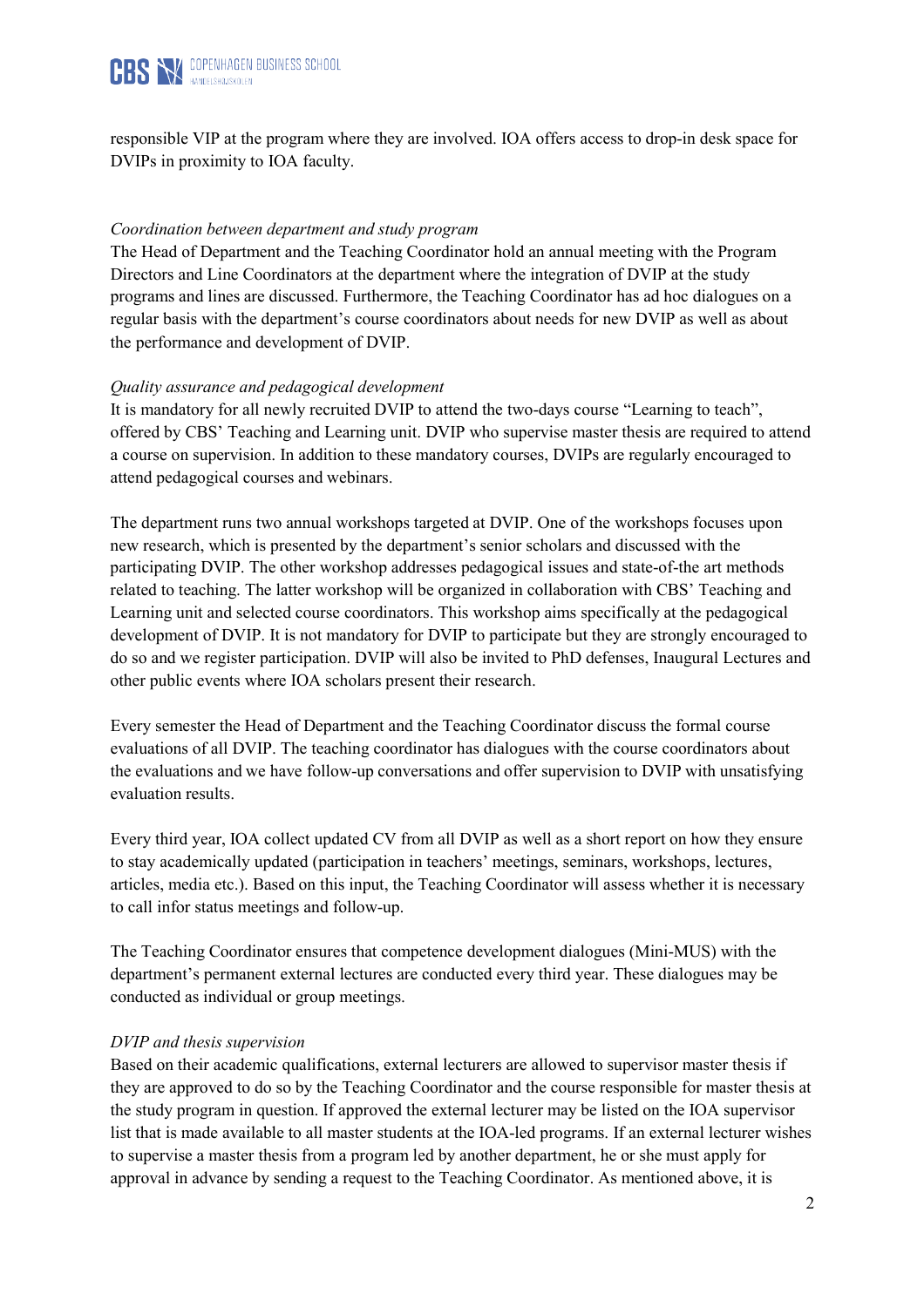responsible VIP at the program where they are involved. IOA offers access to drop-in desk space for DVIPs in proximity to IOA faculty.

*Coordination between department and study program*

The Head of Department and the Teaching Coordinator hold an annual meeting with the Program Directors and Line Coordinators at the department where the integration of DVIP at the study programs and lines are discussed. Furthermore, the Teaching Coordinator has ad hoc dialogues on a regular basis with the department's course coordinators about needs for new DVIP as well as about the performance and development of DVIP.

*Quality assurance and pedagogical development*

It is mandatory for all newly recruited DVIP to attend the two-days course "Learning to teach", offered by CBS' Teaching and Learning unit. DVIP who supervise master thesis are required to attend a course on supervision. In addition to these mandatory courses, DVIPs are regularly encouraged to attend pedagogical courses and webinars.

The department runs two annual workshops targeted at DVIP. One of the workshops focuses upon new research, which is presented by the department's senior scholars and discussed with the participating DVIP. The other workshop addresses pedagogical issues and state-of-the art methods related to teaching. The latter workshop will be organized in collaboration with CBS' Teaching and Learning unit and selected course coordinators. This workshop aims specifically at the pedagogical development of DVIP. It is not mandatory for DVIP to participate but they are strongly encouraged to do so and we register participation. DVIP will also be invited to PhD defenses, Inaugural Lectures and other public events where IOA scholars present their research.

Every semester the Head of Department and the Teaching Coordinator discuss the formal course evaluations of all DVIP. The teaching coordinator has dialogues with the course coordinators about the evaluations and we have follow-up conversations and offer supervision to DVIP with unsatisfying evaluation results.

Every third year, IOA collect updated CV from all DVIP as well as a short report on how they ensure to stay academically updated (participation in teachers' meetings, seminars, workshops, lectures, articles, media etc.). Based on this input, the Teaching Coordinator will assess whether it is necessary to call infor status meetings and follow-up.

The Teaching Coordinator ensures that competence development dialogues (Mini-MUS) with the department's permanent external lectures are conducted every third year. These dialogues may be conducted as individual or group meetings.

*DVIP and thesis supervision*

Based on their academic qualifications, external lecturers are allowed to supervisor master thesis if they are approved to do so by the Teaching Coordinator and the course responsible for master thesis at the study program in question. If approved the external lecturer may be listed on the IOA supervisor list that is made available to all master students at the IOA-led programs. If an external lecturer wishes to supervise a master thesis from a program led by another department, he or she must apply for approval in advance by sending a request to the Teaching Coordinator. As mentioned above, it is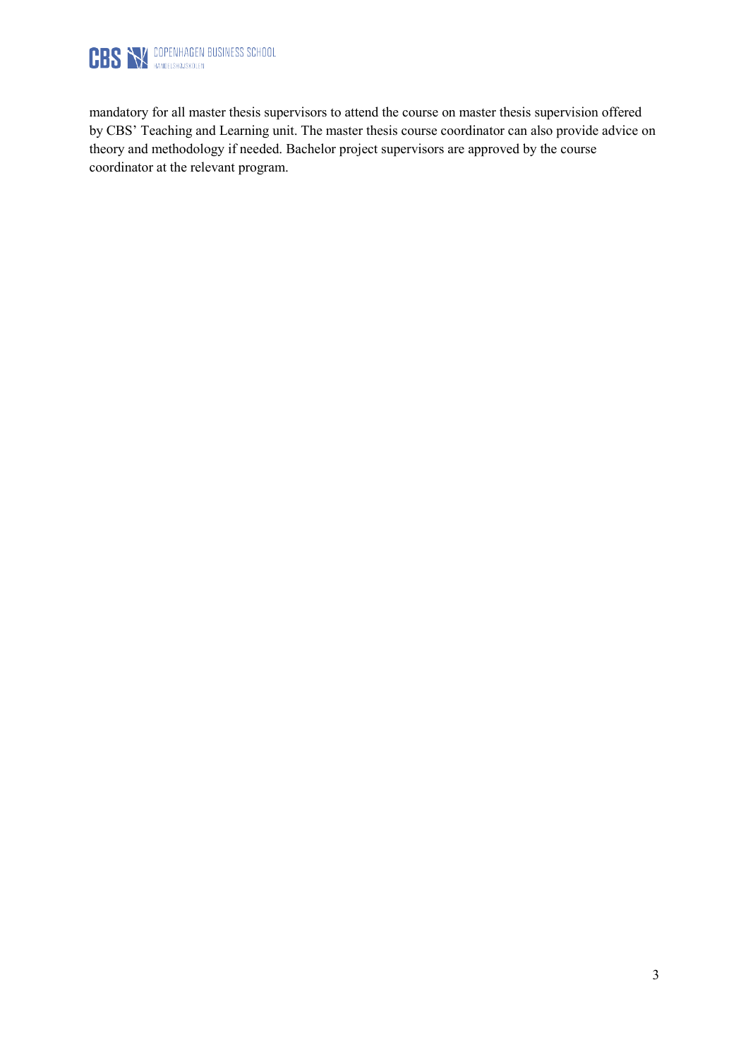mandatory for all master thesis supervisors to attend the course on master thesis supervision offered by CBS' Teaching and Learning unit. The master thesis course coordinator can also provide advice on theory and methodology if needed. Bachelor project supervisors are approved by the course coordinator at the relevant program.